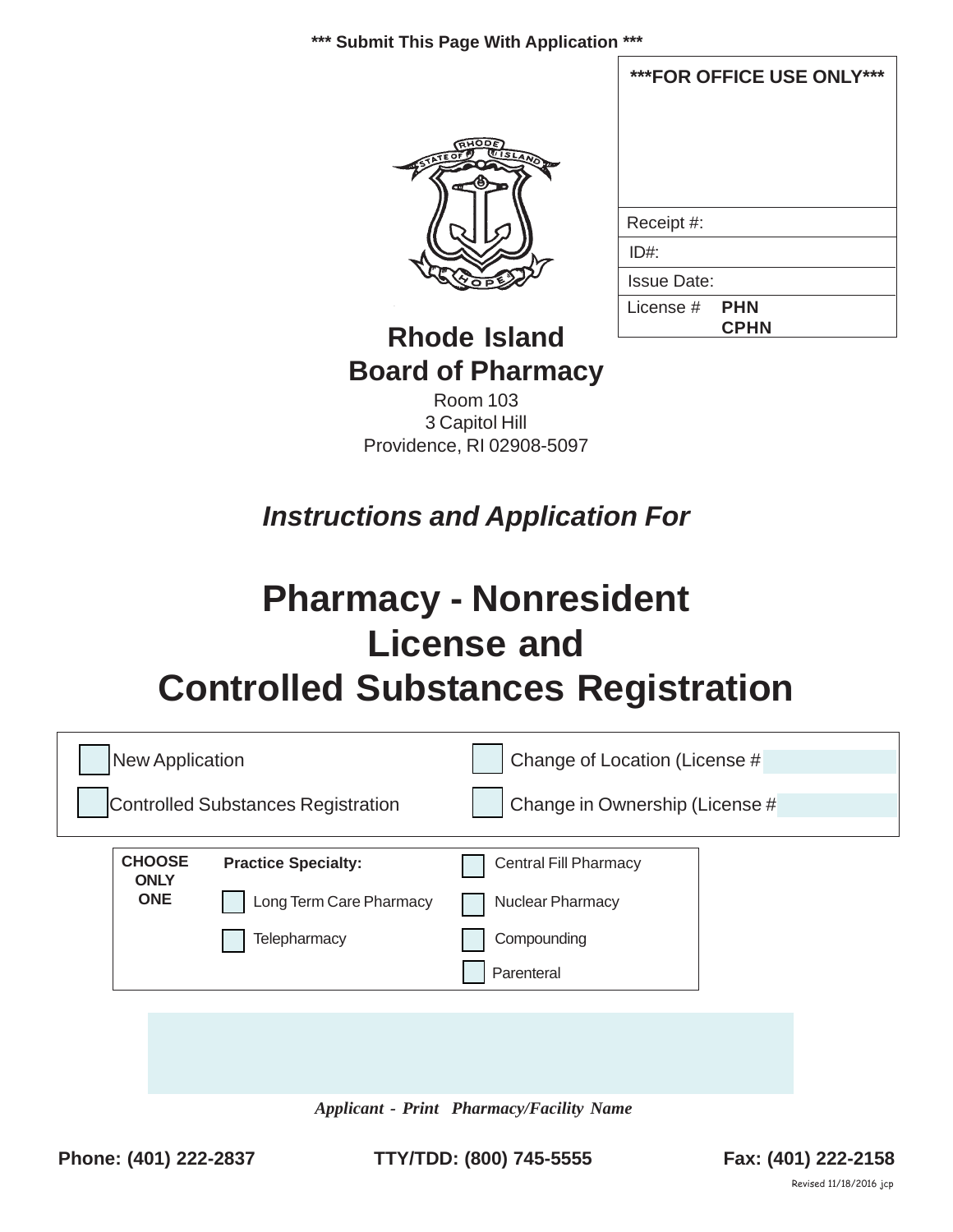*** Submit This Page With Application ***

| ***FOR OFFICE USE ONLY*** |
|---|
| |
| Receipt #: |
| ID#: |
| Issue Date: |
| License # **PHN** **CPHN** |

## Rhode Island Board of Pharmacy

Room 103
3 Capitol Hill
Providence, RI 02908-5097

### *Instructions and Application For*

# Pharmacy - Nonresident License and Controlled Substances Registration

☐ New Application

☐ Controlled Substances Registration

☐ Change of Location (License #

☐ Change in Ownership (License #

**CHOOSE ONLY ONE**

**Practice Specialty:**

☐ Long Term Care Pharmacy

☐ Telepharmacy

☐ Central Fill Pharmacy

☐ Nuclear Pharmacy

☐ Compounding

☐ Parenteral

***Applicant - Print Pharmacy/Facility Name***

**Phone: (401) 222-2837** **TTY/TDD: (800) 745-5555** **Fax: (401) 222-2158**

Revised 11/18/2016 jcp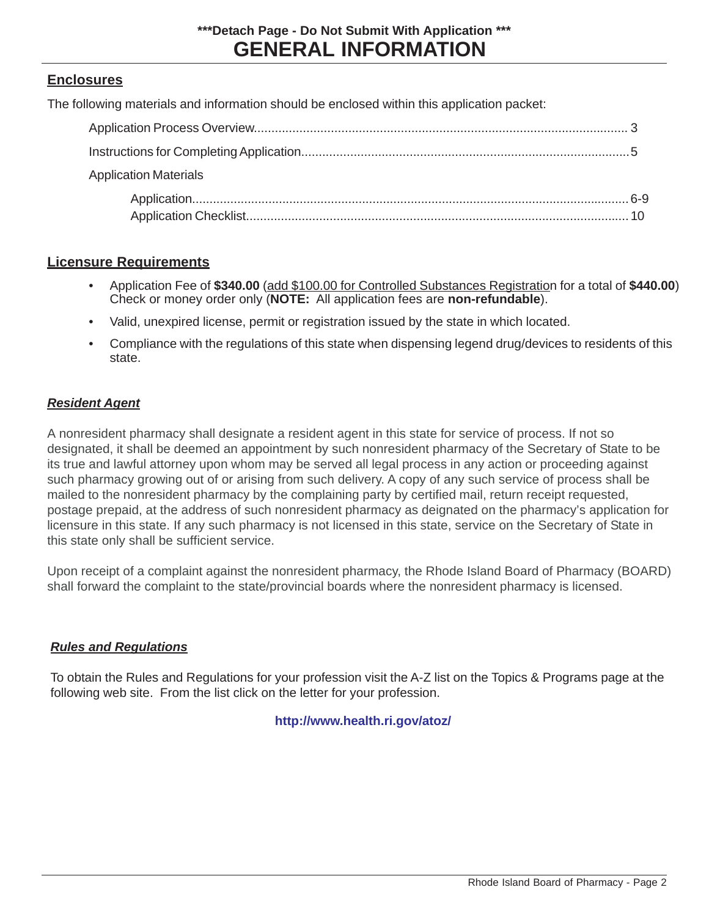***Detach Page - Do Not Submit With Application ***

# GENERAL INFORMATION

## Enclosures

The following materials and information should be enclosed within this application packet:

- Application Process Overview.......... 3
- Instructions for Completing Application.......... 5
- Application Materials
  - Application.......... 6-9
  - Application Checklist.......... 10

## Licensure Requirements

- Application Fee of **$340.00** (add $100.00 for Controlled Substances Registration for a total of **$440.00**) Check or money order only (**NOTE:** All application fees are **non-refundable**).
- Valid, unexpired license, permit or registration issued by the state in which located.
- Compliance with the regulations of this state when dispensing legend drug/devices to residents of this state.

### ***Resident Agent***

A nonresident pharmacy shall designate a resident agent in this state for service of process. If not so designated, it shall be deemed an appointment by such nonresident pharmacy of the Secretary of State to be its true and lawful attorney upon whom may be served all legal process in any action or proceeding against such pharmacy growing out of or arising from such delivery. A copy of any such service of process shall be mailed to the nonresident pharmacy by the complaining party by certified mail, return receipt requested, postage prepaid, at the address of such nonresident pharmacy as deignated on the pharmacy's application for licensure in this state. If any such pharmacy is not licensed in this state, service on the Secretary of State in this state only shall be sufficient service.

Upon receipt of a complaint against the nonresident pharmacy, the Rhode Island Board of Pharmacy (BOARD) shall forward the complaint to the state/provincial boards where the nonresident pharmacy is licensed.

### ***Rules and Regulations***

To obtain the Rules and Regulations for your profession visit the A-Z list on the Topics & Programs page at the following web site. From the list click on the letter for your profession.

**http://www.health.ri.gov/atoz/**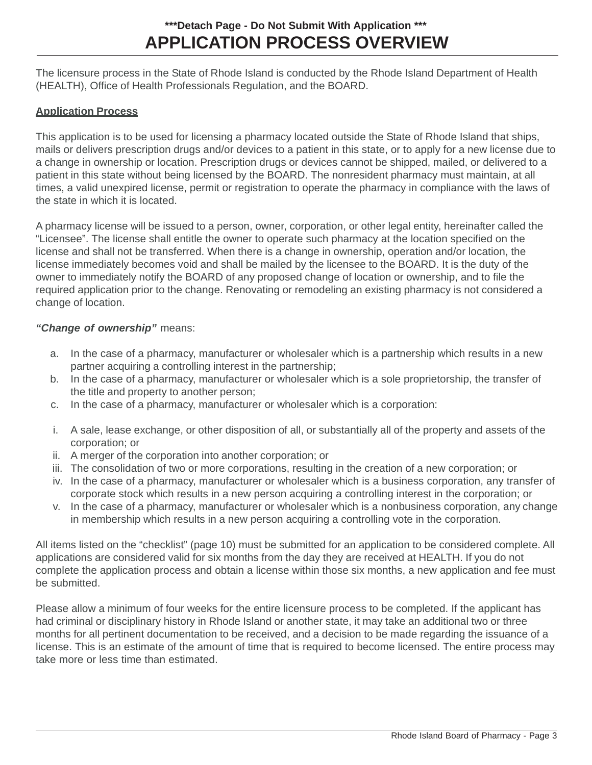***Detach Page - Do Not Submit With Application ***

# APPLICATION PROCESS OVERVIEW

The licensure process in the State of Rhode Island is conducted by the Rhode Island Department of Health (HEALTH), Office of Health Professionals Regulation, and the BOARD.

## Application Process

This application is to be used for licensing a pharmacy located outside the State of Rhode Island that ships, mails or delivers prescription drugs and/or devices to a patient in this state, or to apply for a new license due to a change in ownership or location. Prescription drugs or devices cannot be shipped, mailed, or delivered to a patient in this state without being licensed by the BOARD. The nonresident pharmacy must maintain, at all times, a valid unexpired license, permit or registration to operate the pharmacy in compliance with the laws of the state in which it is located.

A pharmacy license will be issued to a person, owner, corporation, or other legal entity, hereinafter called the "Licensee". The license shall entitle the owner to operate such pharmacy at the location specified on the license and shall not be transferred. When there is a change in ownership, operation and/or location, the license immediately becomes void and shall be mailed by the licensee to the BOARD. It is the duty of the owner to immediately notify the BOARD of any proposed change of location or ownership, and to file the required application prior to the change. Renovating or remodeling an existing pharmacy is not considered a change of location.

***"Change of ownership"*** means:

a. In the case of a pharmacy, manufacturer or wholesaler which is a partnership which results in a new partner acquiring a controlling interest in the partnership;
b. In the case of a pharmacy, manufacturer or wholesaler which is a sole proprietorship, the transfer of the title and property to another person;
c. In the case of a pharmacy, manufacturer or wholesaler which is a corporation:

i. A sale, lease exchange, or other disposition of all, or substantially all of the property and assets of the corporation; or
ii. A merger of the corporation into another corporation; or
iii. The consolidation of two or more corporations, resulting in the creation of a new corporation; or
iv. In the case of a pharmacy, manufacturer or wholesaler which is a business corporation, any transfer of corporate stock which results in a new person acquiring a controlling interest in the corporation; or
v. In the case of a pharmacy, manufacturer or wholesaler which is a nonbusiness corporation, any change in membership which results in a new person acquiring a controlling vote in the corporation.

All items listed on the "checklist" (page 10) must be submitted for an application to be considered complete. All applications are considered valid for six months from the day they are received at HEALTH. If you do not complete the application process and obtain a license within those six months, a new application and fee must be submitted.

Please allow a minimum of four weeks for the entire licensure process to be completed. If the applicant has had criminal or disciplinary history in Rhode Island or another state, it may take an additional two or three months for all pertinent documentation to be received, and a decision to be made regarding the issuance of a license. This is an estimate of the amount of time that is required to become licensed. The entire process may take more or less time than estimated.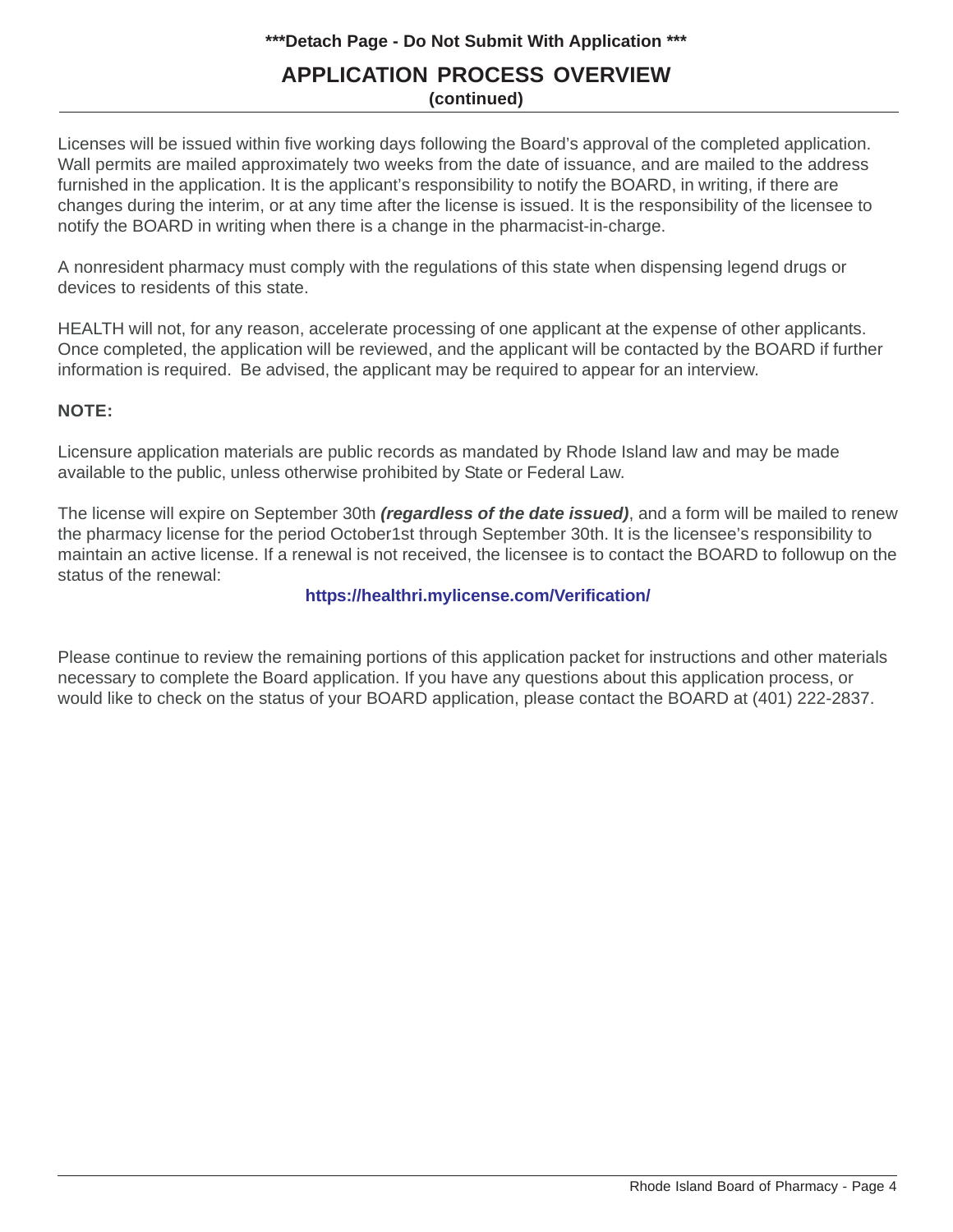***Detach Page - Do Not Submit With Application ***

## APPLICATION PROCESS OVERVIEW

**(continued)**

Licenses will be issued within five working days following the Board's approval of the completed application. Wall permits are mailed approximately two weeks from the date of issuance, and are mailed to the address furnished in the application. It is the applicant's responsibility to notify the BOARD, in writing, if there are changes during the interim, or at any time after the license is issued. It is the responsibility of the licensee to notify the BOARD in writing when there is a change in the pharmacist-in-charge.

A nonresident pharmacy must comply with the regulations of this state when dispensing legend drugs or devices to residents of this state.

HEALTH will not, for any reason, accelerate processing of one applicant at the expense of other applicants. Once completed, the application will be reviewed, and the applicant will be contacted by the BOARD if further information is required. Be advised, the applicant may be required to appear for an interview.

**NOTE:**

Licensure application materials are public records as mandated by Rhode Island law and may be made available to the public, unless otherwise prohibited by State or Federal Law.

The license will expire on September 30th ***(regardless of the date issued)***, and a form will be mailed to renew the pharmacy license for the period October1st through September 30th. It is the licensee's responsibility to maintain an active license. If a renewal is not received, the licensee is to contact the BOARD to followup on the status of the renewal:

**https://healthri.mylicense.com/Verification/**

Please continue to review the remaining portions of this application packet for instructions and other materials necessary to complete the Board application. If you have any questions about this application process, or would like to check on the status of your BOARD application, please contact the BOARD at (401) 222-2837.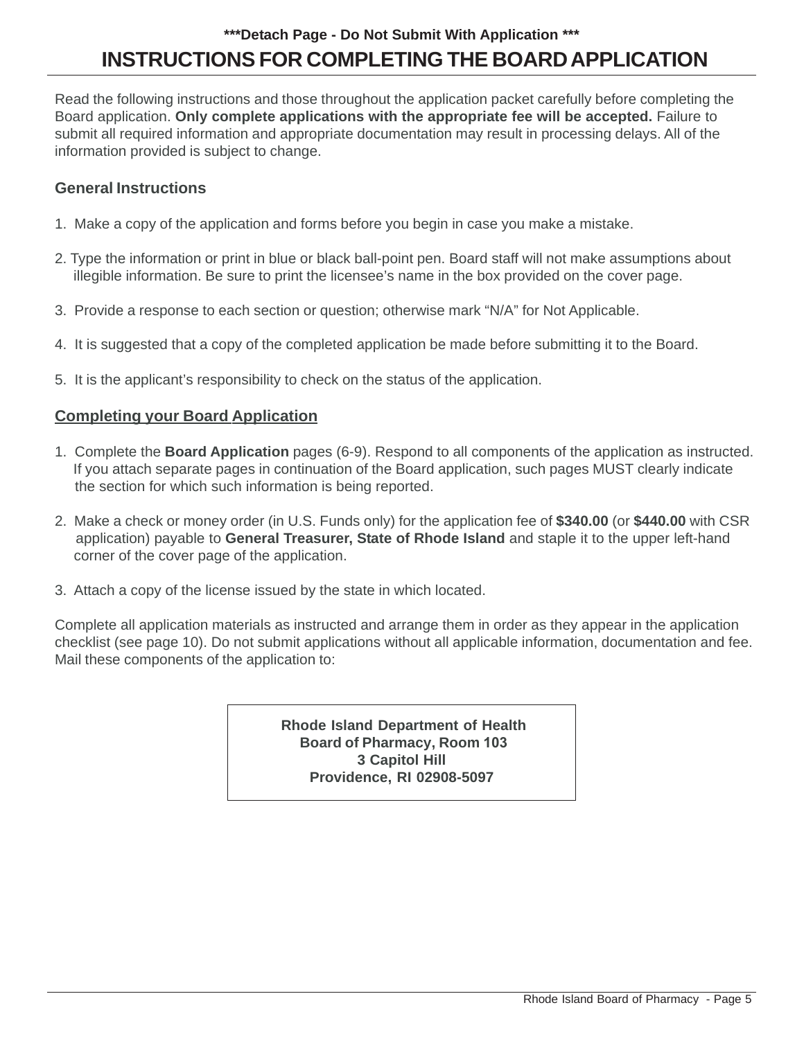**\*\*\*Detach Page - Do Not Submit With Application \*\*\***

# INSTRUCTIONS FOR COMPLETING THE BOARD APPLICATION

Read the following instructions and those throughout the application packet carefully before completing the Board application. **Only complete applications with the appropriate fee will be accepted.** Failure to submit all required information and appropriate documentation may result in processing delays. All of the information provided is subject to change.

## General Instructions

1. Make a copy of the application and forms before you begin in case you make a mistake.

2. Type the information or print in blue or black ball-point pen. Board staff will not make assumptions about illegible information. Be sure to print the licensee's name in the box provided on the cover page.

3. Provide a response to each section or question; otherwise mark "N/A" for Not Applicable.

4. It is suggested that a copy of the completed application be made before submitting it to the Board.

5. It is the applicant's responsibility to check on the status of the application.

## <u>Completing your Board Application</u>

1. Complete the **Board Application** pages (6-9). Respond to all components of the application as instructed. If you attach separate pages in continuation of the Board application, such pages MUST clearly indicate the section for which such information is being reported.

2. Make a check or money order (in U.S. Funds only) for the application fee of **$340.00** (or **$440.00** with CSR application) payable to **General Treasurer, State of Rhode Island** and staple it to the upper left-hand corner of the cover page of the application.

3. Attach a copy of the license issued by the state in which located.

Complete all application materials as instructed and arrange them in order as they appear in the application checklist (see page 10). Do not submit applications without all applicable information, documentation and fee. Mail these components of the application to:

**Rhode Island Department of Health**
**Board of Pharmacy, Room 103**
**3 Capitol Hill**
**Providence, RI 02908-5097**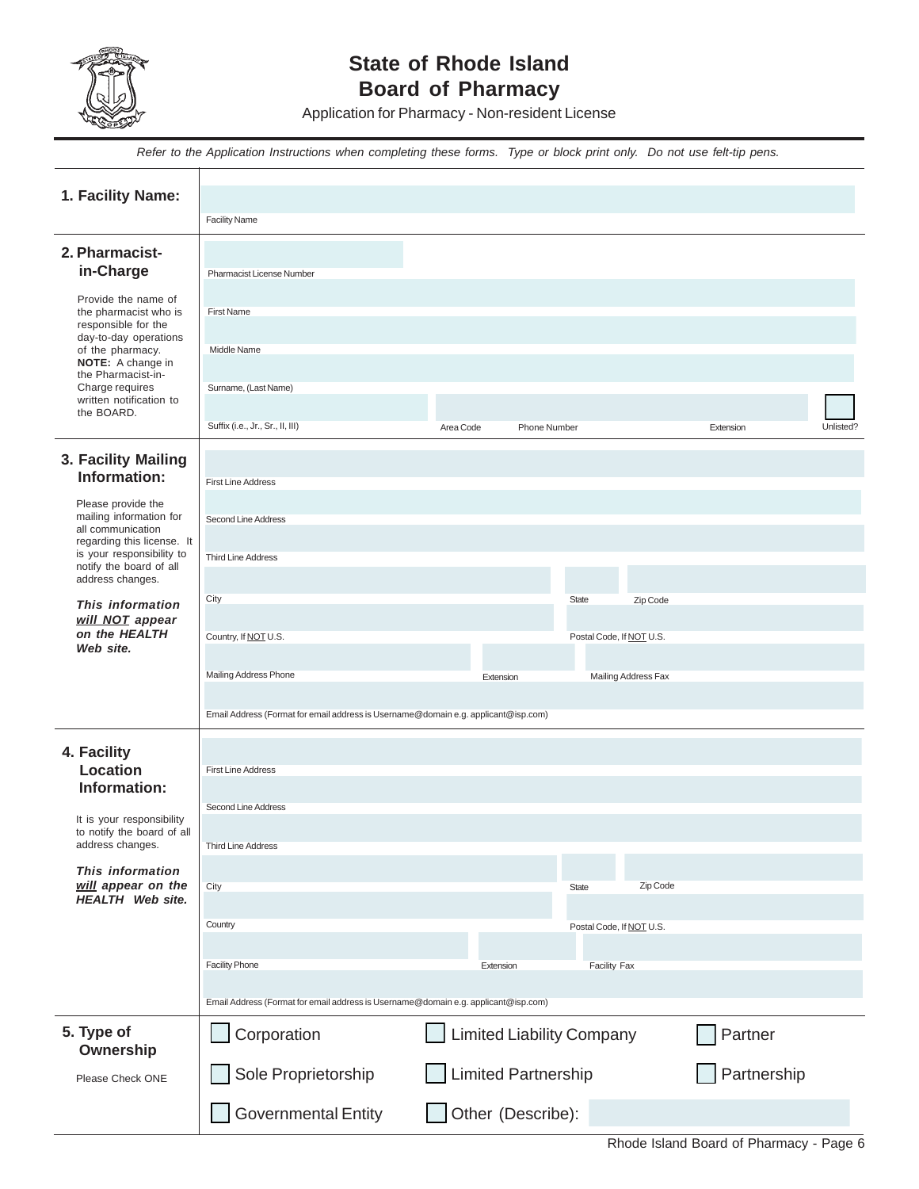# State of Rhode Island
# Board of Pharmacy

Application for Pharmacy - Non-resident License

*Refer to the Application Instructions when completing these forms. Type or block print only. Do not use felt-tip pens.*

## 1. Facility Name:

Facility Name

## 2. Pharmacist-in-Charge

Provide the name of the pharmacist who is responsible for the day-to-day operations of the pharmacy. **NOTE:** A change in the Pharmacist-in-Charge requires written notification to the BOARD.

Pharmacist License Number

First Name

Middle Name

Surname, (Last Name)

Suffix (i.e., Jr., Sr., II, III) | Area Code | Phone Number | Extension | Unlisted?

## 3. Facility Mailing Information:

Please provide the mailing information for all communication regarding this license. It is your responsibility to notify the board of all address changes.

***This information will NOT appear on the HEALTH Web site.***

First Line Address

Second Line Address

Third Line Address

City | State | Zip Code

Country, If NOT U.S. | Postal Code, If NOT U.S.

Mailing Address Phone | Extension | Mailing Address Fax

Email Address (Format for email address is Username@domain e.g. applicant@isp.com)

## 4. Facility Location Information:

It is your responsibility to notify the board of all address changes.

***This information will appear on the HEALTH Web site.***

First Line Address

Second Line Address

Third Line Address

City | State | Zip Code

Country | Postal Code, If NOT U.S.

Facility Phone | Extension | Facility Fax

Email Address (Format for email address is Username@domain e.g. applicant@isp.com)

## 5. Type of Ownership

Please Check ONE

- ☐ Corporation
- ☐ Limited Liability Company
- ☐ Partner
- ☐ Sole Proprietorship
- ☐ Limited Partnership
- ☐ Partnership
- ☐ Governmental Entity
- ☐ Other (Describe):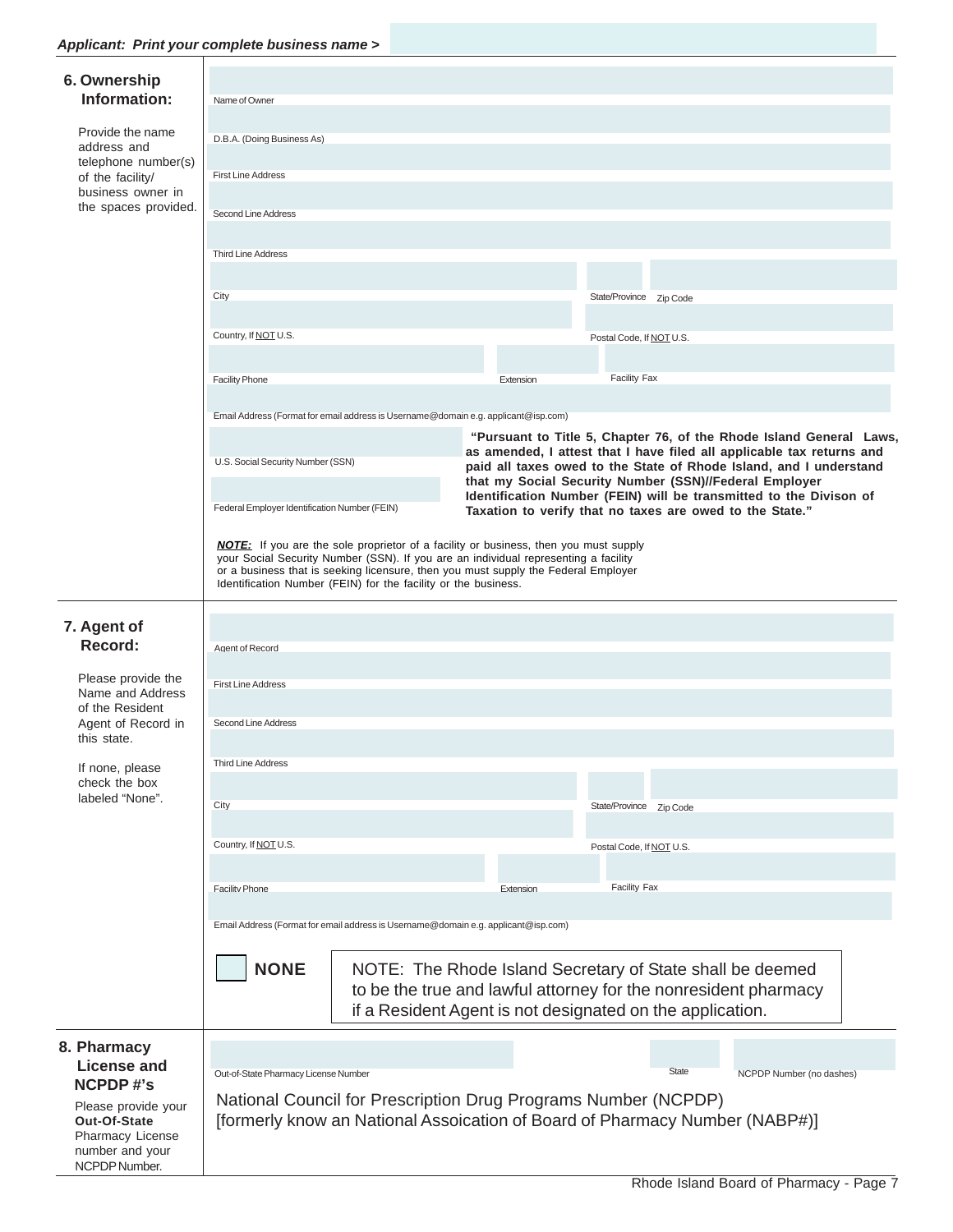***Applicant: Print your complete business name >***

## 6. Ownership Information:

Provide the name address and telephone number(s) of the facility/ business owner in the spaces provided.

Name of Owner

D.B.A. (Doing Business As)

First Line Address

Second Line Address

Third Line Address

City | State/Province | Zip Code

Country, If NOT U.S. | Postal Code, If NOT U.S.

Facility Phone | Extension | Facility Fax

Email Address (Format for email address is Username@domain e.g. applicant@isp.com)

U.S. Social Security Number (SSN)

Federal Employer Identification Number (FEIN)

**"Pursuant to Title 5, Chapter 76, of the Rhode Island General Laws, as amended, I attest that I have filed all applicable tax returns and paid all taxes owed to the State of Rhode Island, and I understand that my Social Security Number (SSN)//Federal Employer Identification Number (FEIN) will be transmitted to the Divison of Taxation to verify that no taxes are owed to the State."**

***NOTE:*** If you are the sole proprietor of a facility or business, then you must supply your Social Security Number (SSN). If you are an individual representing a facility or a business that is seeking licensure, then you must supply the Federal Employer Identification Number (FEIN) for the facility or the business.

## 7. Agent of Record:

Please provide the Name and Address of the Resident Agent of Record in this state.

If none, please check the box labeled "None".

Agent of Record

First Line Address

Second Line Address

Third Line Address

City | State/Province | Zip Code

Country, If NOT U.S. | Postal Code, If NOT U.S.

Facility Phone | Extension | Facility Fax

Email Address (Format for email address is Username@domain e.g. applicant@isp.com)

☐ **NONE**

NOTE: The Rhode Island Secretary of State shall be deemed to be the true and lawful attorney for the nonresident pharmacy if a Resident Agent is not designated on the application.

## 8. Pharmacy License and NCPDP #'s

Please provide your **Out-Of-State** Pharmacy License number and your NCPDP Number.

Out-of-State Pharmacy License Number | State | NCPDP Number (no dashes)

National Council for Prescription Drug Programs Number (NCPDP) [formerly know an National Assoication of Board of Pharmacy Number (NABP#)]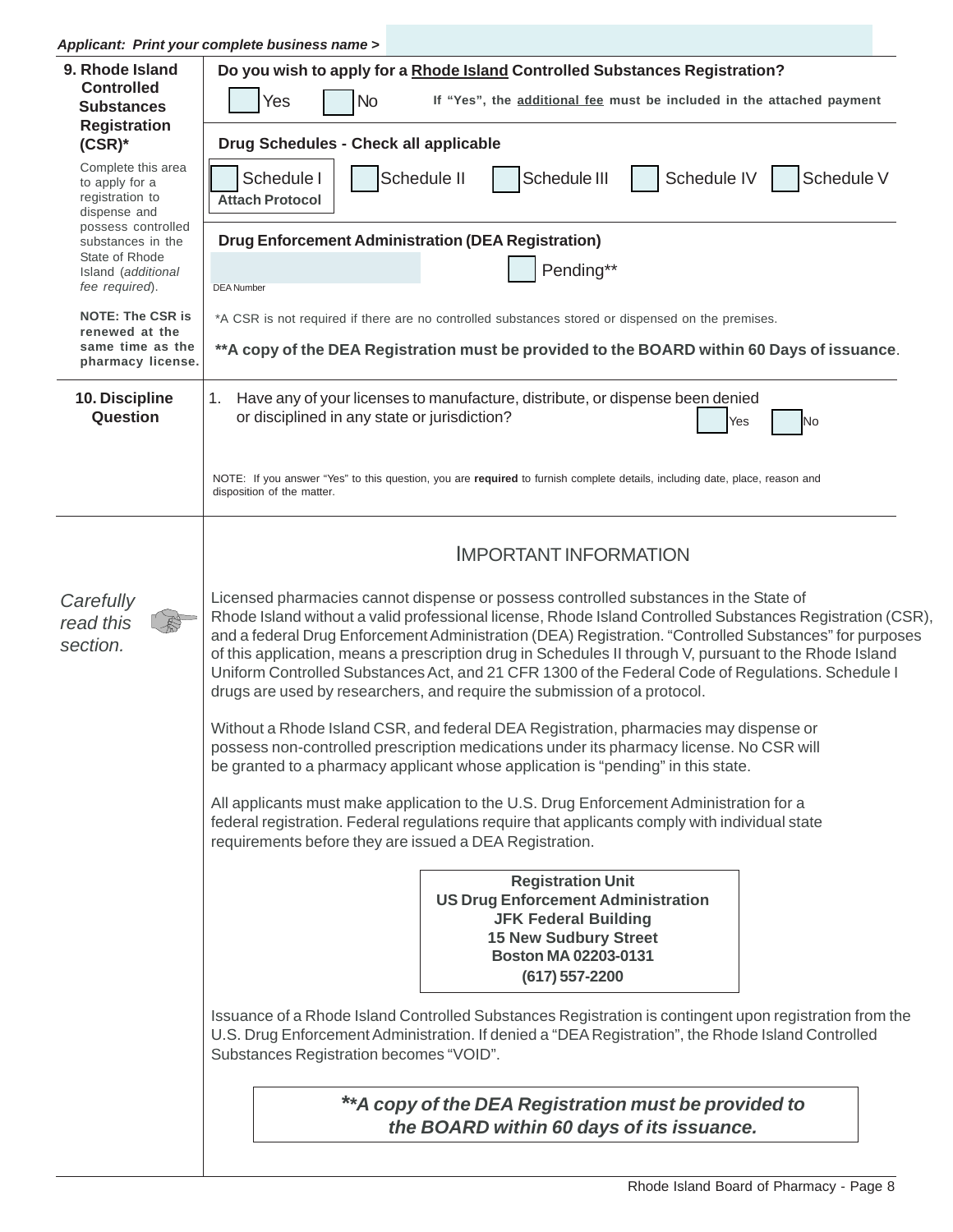**Applicant: Print your complete business name >**

## 9. Rhode Island Controlled Substances Registration (CSR)*

Complete this area to apply for a registration to dispense and possess controlled substances in the State of Rhode Island (*additional fee required*).

**NOTE: The CSR is renewed at the same time as the pharmacy license.**

**Do you wish to apply for a Rhode Island Controlled Substances Registration?**

☐ Yes ☐ No **If "Yes", the additional fee must be included in the attached payment**

**Drug Schedules - Check all applicable**

☐ Schedule I **Attach Protocol** ☐ Schedule II ☐ Schedule III ☐ Schedule IV ☐ Schedule V

**Drug Enforcement Administration (DEA Registration)**

DEA Number ☐ Pending**

*A CSR is not required if there are no controlled substances stored or dispensed on the premises.

****A copy of the DEA Registration must be provided to the BOARD within 60 Days of issuance**.

## 10. Discipline Question

1. Have any of your licenses to manufacture, distribute, or dispense been denied or disciplined in any state or jurisdiction? ☐ Yes ☐ No

NOTE: If you answer "Yes" to this question, you are **required** to furnish complete details, including date, place, reason and disposition of the matter.

*Carefully read this section.*

## IMPORTANT INFORMATION

Licensed pharmacies cannot dispense or possess controlled substances in the State of Rhode Island without a valid professional license, Rhode Island Controlled Substances Registration (CSR), and a federal Drug Enforcement Administration (DEA) Registration. "Controlled Substances" for purposes of this application, means a prescription drug in Schedules II through V, pursuant to the Rhode Island Uniform Controlled Substances Act, and 21 CFR 1300 of the Federal Code of Regulations. Schedule I drugs are used by researchers, and require the submission of a protocol.

Without a Rhode Island CSR, and federal DEA Registration, pharmacies may dispense or possess non-controlled prescription medications under its pharmacy license. No CSR will be granted to a pharmacy applicant whose application is "pending" in this state.

All applicants must make application to the U.S. Drug Enforcement Administration for a federal registration. Federal regulations require that applicants comply with individual state requirements before they are issued a DEA Registration.

**Registration Unit**
**US Drug Enforcement Administration**
**JFK Federal Building**
**15 New Sudbury Street**
**Boston MA 02203-0131**
**(617) 557-2200**

Issuance of a Rhode Island Controlled Substances Registration is contingent upon registration from the U.S. Drug Enforcement Administration. If denied a "DEA Registration", the Rhode Island Controlled Substances Registration becomes "VOID".

***\*\*A copy of the DEA Registration must be provided to the BOARD within 60 days of its issuance.***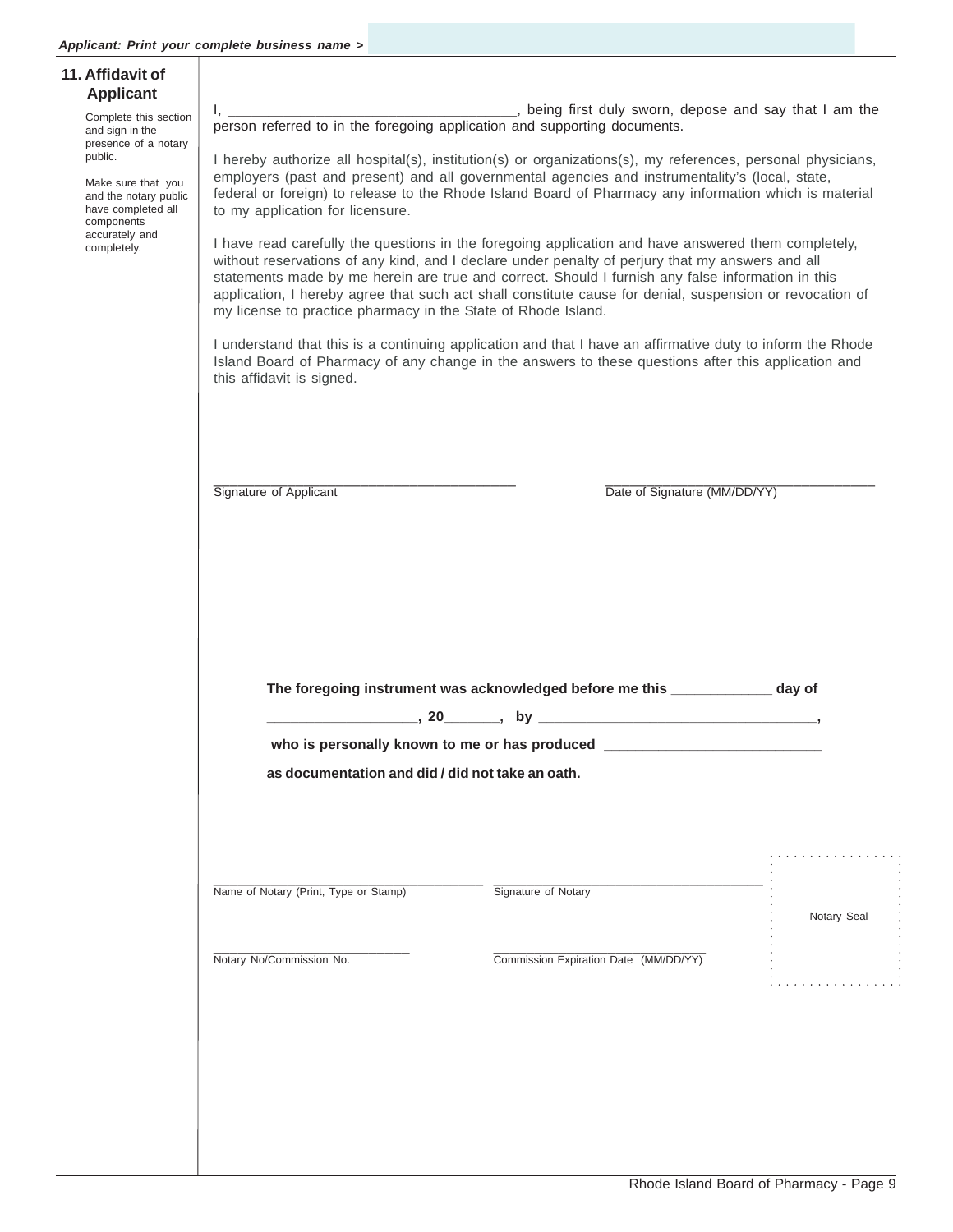*Applicant: Print your complete business name >*

## 11. Affidavit of Applicant

Complete this section and sign in the presence of a notary public.

Make sure that you and the notary public have completed all components accurately and completely.

I, ___________________________________, being first duly sworn, depose and say that I am the person referred to in the foregoing application and supporting documents.

I hereby authorize all hospital(s), institution(s) or organizations(s), my references, personal physicians, employers (past and present) and all governmental agencies and instrumentality's (local, state, federal or foreign) to release to the Rhode Island Board of Pharmacy any information which is material to my application for licensure.

I have read carefully the questions in the foregoing application and have answered them completely, without reservations of any kind, and I declare under penalty of perjury that my answers and all statements made by me herein are true and correct. Should I furnish any false information in this application, I hereby agree that such act shall constitute cause for denial, suspension or revocation of my license to practice pharmacy in the State of Rhode Island.

I understand that this is a continuing application and that I have an affirmative duty to inform the Rhode Island Board of Pharmacy of any change in the answers to these questions after this application and this affidavit is signed.

_________________________________________ Signature of Applicant

_________________________________________ Date of Signature (MM/DD/YY)

**The foregoing instrument was acknowledged before me this _____________ day of**

**___________________, 20_______, by ___________________________________,**

**who is personally known to me or has produced ___________________________**

**as documentation and did / did not take an oath.**

_________________________________________ Name of Notary (Print, Type or Stamp)

_________________________________________ Signature of Notary

Notary Seal

____________________________ Notary No/Commission No.

____________________________ Commission Expiration Date (MM/DD/YY)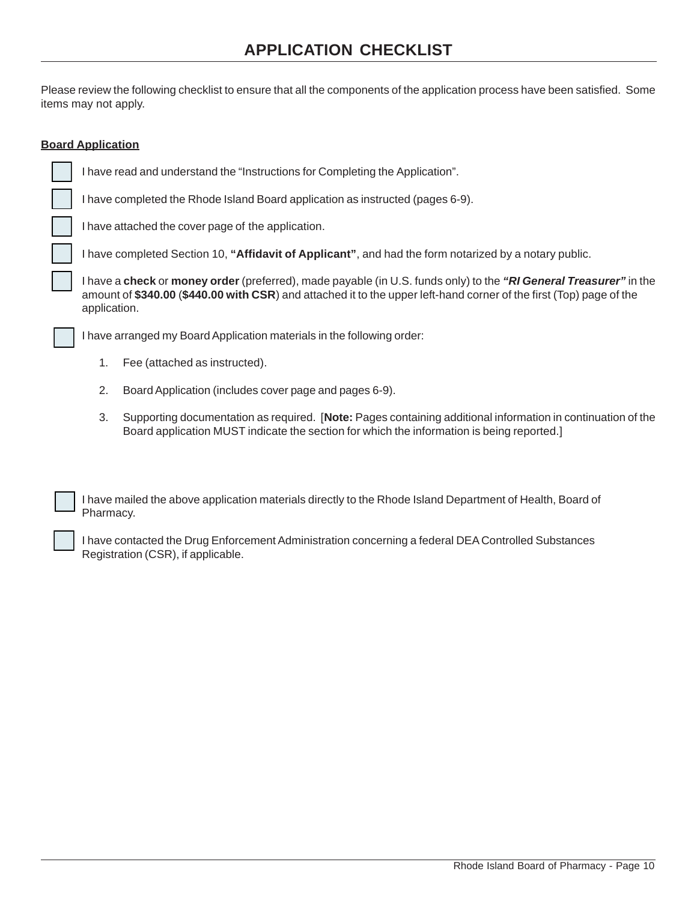# APPLICATION CHECKLIST

Please review the following checklist to ensure that all the components of the application process have been satisfied. Some items may not apply.

**Board Application**

- ☐ I have read and understand the "Instructions for Completing the Application".
- ☐ I have completed the Rhode Island Board application as instructed (pages 6-9).
- ☐ I have attached the cover page of the application.
- ☐ I have completed Section 10, **"Affidavit of Applicant"**, and had the form notarized by a notary public.
- ☐ I have a **check** or **money order** (preferred), made payable (in U.S. funds only) to the ***"RI General Treasurer"*** in the amount of **$340.00** (**$440.00 with CSR**) and attached it to the upper left-hand corner of the first (Top) page of the application.
- ☐ I have arranged my Board Application materials in the following order:

    1. Fee (attached as instructed).
    2. Board Application (includes cover page and pages 6-9).
    3. Supporting documentation as required. [**Note:** Pages containing additional information in continuation of the Board application MUST indicate the section for which the information is being reported.]

- ☐ I have mailed the above application materials directly to the Rhode Island Department of Health, Board of Pharmacy.
- ☐ I have contacted the Drug Enforcement Administration concerning a federal DEA Controlled Substances Registration (CSR), if applicable.